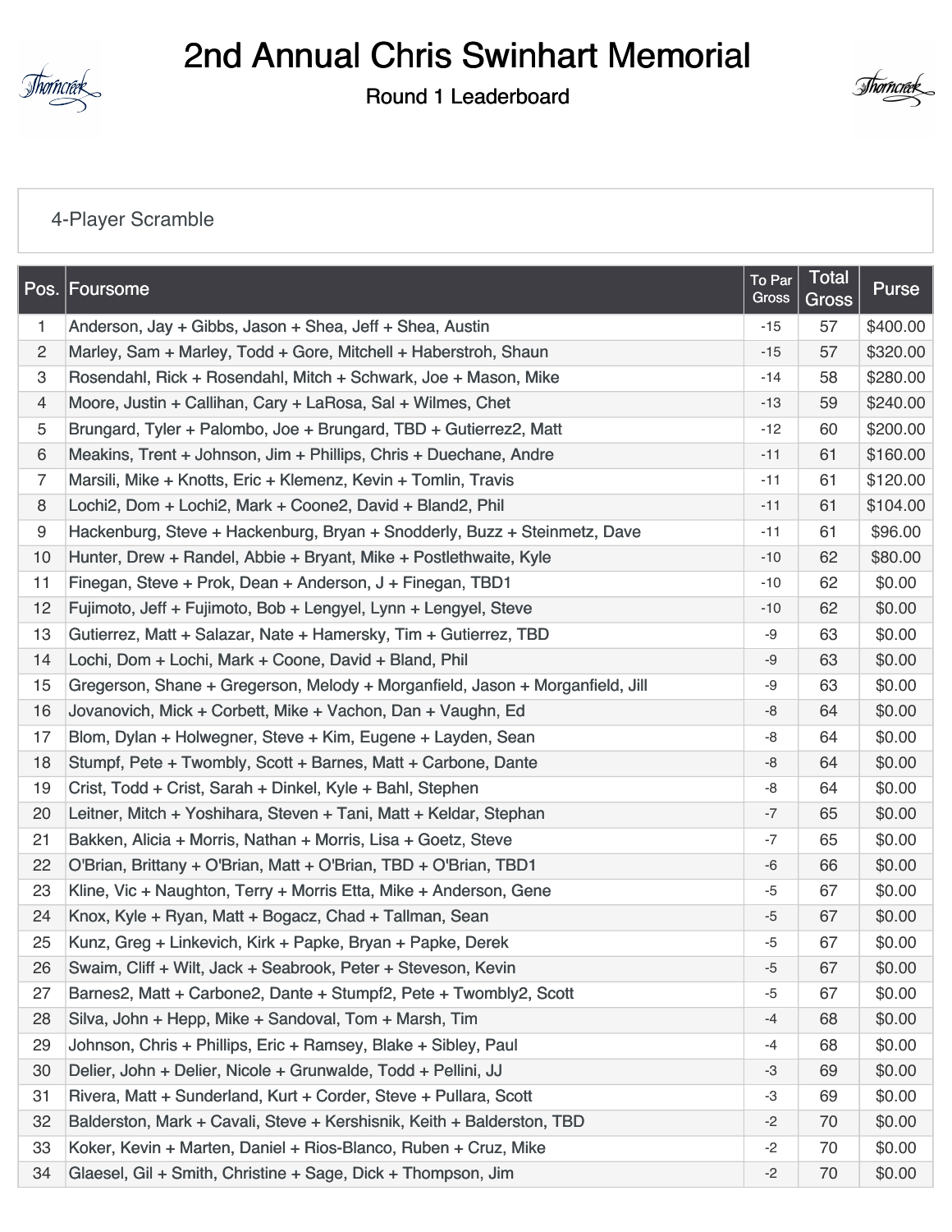# 2nd Annual Chris Swinhart Memorial

## Round 1 Leaderboard

4-Player Scramble

| Pos. | Foursome | To Par Gross | Total Gross | Purse |
|---|---|---|---|---|
| 1 | Anderson, Jay + Gibbs, Jason + Shea, Jeff + Shea, Austin | -15 | 57 | $400.00 |
| 2 | Marley, Sam + Marley, Todd + Gore, Mitchell + Haberstroh, Shaun | -15 | 57 | $320.00 |
| 3 | Rosendahl, Rick + Rosendahl, Mitch + Schwark, Joe + Mason, Mike | -14 | 58 | $280.00 |
| 4 | Moore, Justin + Callihan, Cary + LaRosa, Sal + Wilmes, Chet | -13 | 59 | $240.00 |
| 5 | Brungard, Tyler + Palombo, Joe + Brungard, TBD + Gutierrez2, Matt | -12 | 60 | $200.00 |
| 6 | Meakins, Trent + Johnson, Jim + Phillips, Chris + Duechane, Andre | -11 | 61 | $160.00 |
| 7 | Marsili, Mike + Knotts, Eric + Klemenz, Kevin + Tomlin, Travis | -11 | 61 | $120.00 |
| 8 | Lochi2, Dom + Lochi2, Mark + Coone2, David + Bland2, Phil | -11 | 61 | $104.00 |
| 9 | Hackenburg, Steve + Hackenburg, Bryan + Snodderly, Buzz + Steinmetz, Dave | -11 | 61 | $96.00 |
| 10 | Hunter, Drew + Randel, Abbie + Bryant, Mike + Postlethwaite, Kyle | -10 | 62 | $80.00 |
| 11 | Finegan, Steve + Prok, Dean + Anderson, J + Finegan, TBD1 | -10 | 62 | $0.00 |
| 12 | Fujimoto, Jeff + Fujimoto, Bob + Lengyel, Lynn + Lengyel, Steve | -10 | 62 | $0.00 |
| 13 | Gutierrez, Matt + Salazar, Nate + Hamersky, Tim + Gutierrez, TBD | -9 | 63 | $0.00 |
| 14 | Lochi, Dom + Lochi, Mark + Coone, David + Bland, Phil | -9 | 63 | $0.00 |
| 15 | Gregerson, Shane + Gregerson, Melody + Morganfield, Jason + Morganfield, Jill | -9 | 63 | $0.00 |
| 16 | Jovanovich, Mick + Corbett, Mike + Vachon, Dan + Vaughn, Ed | -8 | 64 | $0.00 |
| 17 | Blom, Dylan + Holwegner, Steve + Kim, Eugene + Layden, Sean | -8 | 64 | $0.00 |
| 18 | Stumpf, Pete + Twombly, Scott + Barnes, Matt + Carbone, Dante | -8 | 64 | $0.00 |
| 19 | Crist, Todd + Crist, Sarah + Dinkel, Kyle + Bahl, Stephen | -8 | 64 | $0.00 |
| 20 | Leitner, Mitch + Yoshihara, Steven + Tani, Matt + Keldar, Stephan | -7 | 65 | $0.00 |
| 21 | Bakken, Alicia + Morris, Nathan + Morris, Lisa + Goetz, Steve | -7 | 65 | $0.00 |
| 22 | O'Brian, Brittany + O'Brian, Matt + O'Brian, TBD + O'Brian, TBD1 | -6 | 66 | $0.00 |
| 23 | Kline, Vic + Naughton, Terry + Morris Etta, Mike + Anderson, Gene | -5 | 67 | $0.00 |
| 24 | Knox, Kyle + Ryan, Matt + Bogacz, Chad + Tallman, Sean | -5 | 67 | $0.00 |
| 25 | Kunz, Greg + Linkevich, Kirk + Papke, Bryan + Papke, Derek | -5 | 67 | $0.00 |
| 26 | Swaim, Cliff + Wilt, Jack + Seabrook, Peter + Steveson, Kevin | -5 | 67 | $0.00 |
| 27 | Barnes2, Matt + Carbone2, Dante + Stumpf2, Pete + Twombly2, Scott | -5 | 67 | $0.00 |
| 28 | Silva, John + Hepp, Mike + Sandoval, Tom + Marsh, Tim | -4 | 68 | $0.00 |
| 29 | Johnson, Chris + Phillips, Eric + Ramsey, Blake + Sibley, Paul | -4 | 68 | $0.00 |
| 30 | Delier, John + Delier, Nicole + Grunwalde, Todd + Pellini, JJ | -3 | 69 | $0.00 |
| 31 | Rivera, Matt + Sunderland, Kurt + Corder, Steve + Pullara, Scott | -3 | 69 | $0.00 |
| 32 | Balderston, Mark + Cavali, Steve + Kershisnik, Keith + Balderston, TBD | -2 | 70 | $0.00 |
| 33 | Koker, Kevin + Marten, Daniel + Rios-Blanco, Ruben + Cruz, Mike | -2 | 70 | $0.00 |
| 34 | Glaesel, Gil + Smith, Christine + Sage, Dick + Thompson, Jim | -2 | 70 | $0.00 |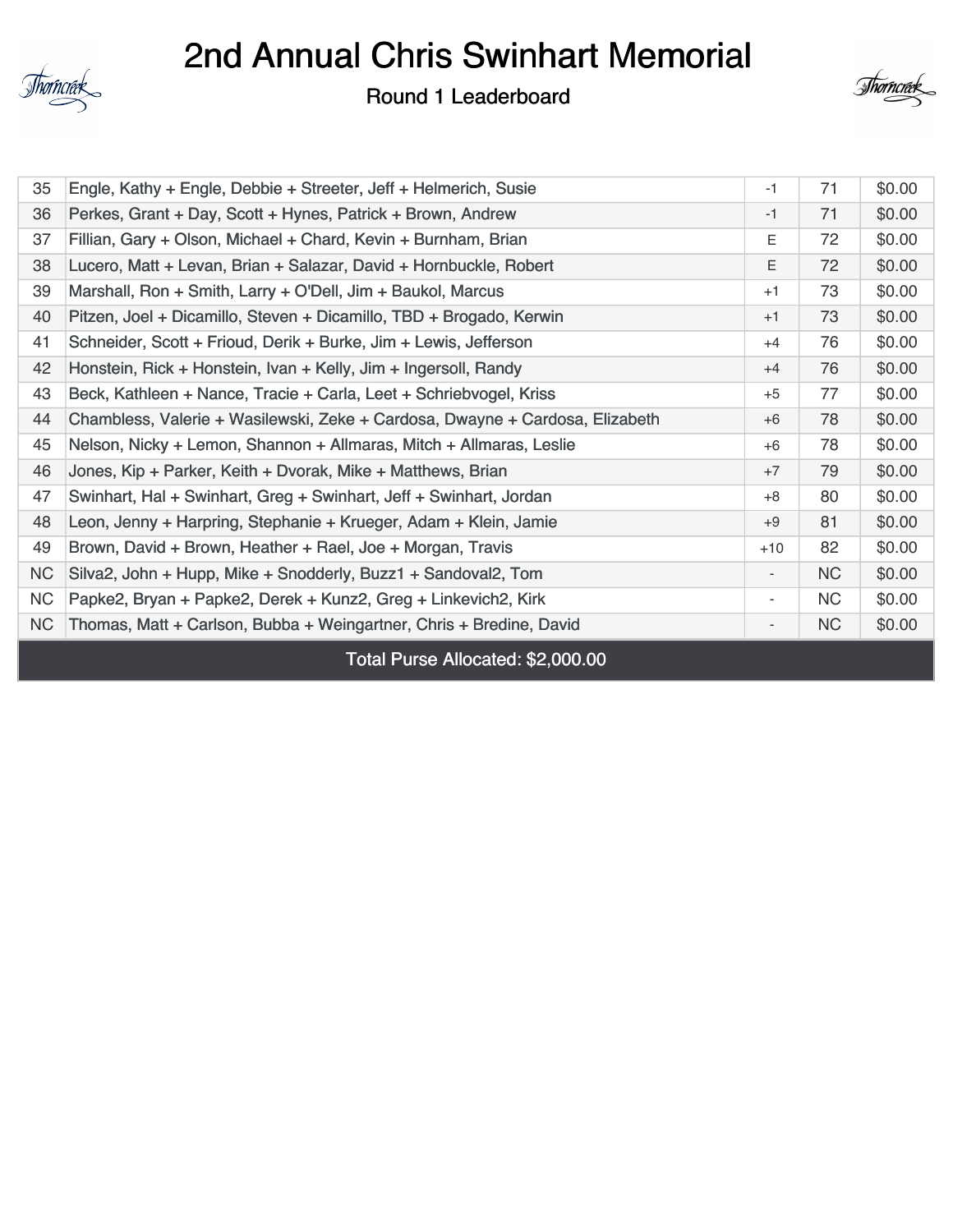# 2nd Annual Chris Swinhart Memorial

## Round 1 Leaderboard

| | | | | |
|---|---|---|---|---|
| 35 | Engle, Kathy + Engle, Debbie + Streeter, Jeff + Helmerich, Susie | -1 | 71 | $0.00 |
| 36 | Perkes, Grant + Day, Scott + Hynes, Patrick + Brown, Andrew | -1 | 71 | $0.00 |
| 37 | Fillian, Gary + Olson, Michael + Chard, Kevin + Burnham, Brian | E | 72 | $0.00 |
| 38 | Lucero, Matt + Levan, Brian + Salazar, David + Hornbuckle, Robert | E | 72 | $0.00 |
| 39 | Marshall, Ron + Smith, Larry + O'Dell, Jim + Baukol, Marcus | +1 | 73 | $0.00 |
| 40 | Pitzen, Joel + Dicamillo, Steven + Dicamillo, TBD + Brogado, Kerwin | +1 | 73 | $0.00 |
| 41 | Schneider, Scott + Frioud, Derik + Burke, Jim + Lewis, Jefferson | +4 | 76 | $0.00 |
| 42 | Honstein, Rick + Honstein, Ivan + Kelly, Jim + Ingersoll, Randy | +4 | 76 | $0.00 |
| 43 | Beck, Kathleen + Nance, Tracie + Carla, Leet + Schriebvogel, Kriss | +5 | 77 | $0.00 |
| 44 | Chambless, Valerie + Wasilewski, Zeke + Cardosa, Dwayne + Cardosa, Elizabeth | +6 | 78 | $0.00 |
| 45 | Nelson, Nicky + Lemon, Shannon + Allmaras, Mitch + Allmaras, Leslie | +6 | 78 | $0.00 |
| 46 | Jones, Kip + Parker, Keith + Dvorak, Mike + Matthews, Brian | +7 | 79 | $0.00 |
| 47 | Swinhart, Hal + Swinhart, Greg + Swinhart, Jeff + Swinhart, Jordan | +8 | 80 | $0.00 |
| 48 | Leon, Jenny + Harpring, Stephanie + Krueger, Adam + Klein, Jamie | +9 | 81 | $0.00 |
| 49 | Brown, David + Brown, Heather + Rael, Joe + Morgan, Travis | +10 | 82 | $0.00 |
| NC | Silva2, John + Hupp, Mike + Snodderly, Buzz1 + Sandoval2, Tom | - | NC | $0.00 |
| NC | Papke2, Bryan + Papke2, Derek + Kunz2, Greg + Linkevich2, Kirk | - | NC | $0.00 |
| NC | Thomas, Matt + Carlson, Bubba + Weingartner, Chris + Bredine, David | - | NC | $0.00 |

Total Purse Allocated: $2,000.00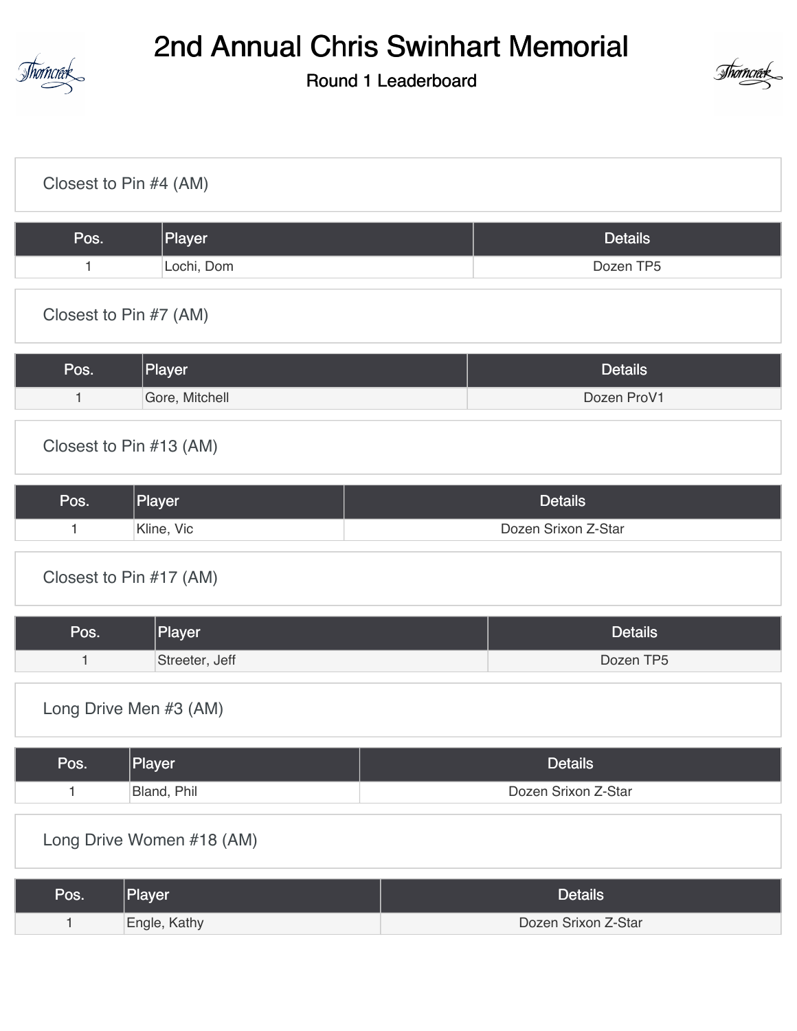# 2nd Annual Chris Swinhart Memorial

## Round 1 Leaderboard

### Closest to Pin #4 (AM)

| Pos. | Player | Details |
|---|---|---|
| 1 | Lochi, Dom | Dozen TP5 |

### Closest to Pin #7 (AM)

| Pos. | Player | Details |
|---|---|---|
| 1 | Gore, Mitchell | Dozen ProV1 |

### Closest to Pin #13 (AM)

| Pos. | Player | Details |
|---|---|---|
| 1 | Kline, Vic | Dozen Srixon Z-Star |

### Closest to Pin #17 (AM)

| Pos. | Player | Details |
|---|---|---|
| 1 | Streeter, Jeff | Dozen TP5 |

### Long Drive Men #3 (AM)

| Pos. | Player | Details |
|---|---|---|
| 1 | Bland, Phil | Dozen Srixon Z-Star |

### Long Drive Women #18 (AM)

| Pos. | Player | Details |
|---|---|---|
| 1 | Engle, Kathy | Dozen Srixon Z-Star |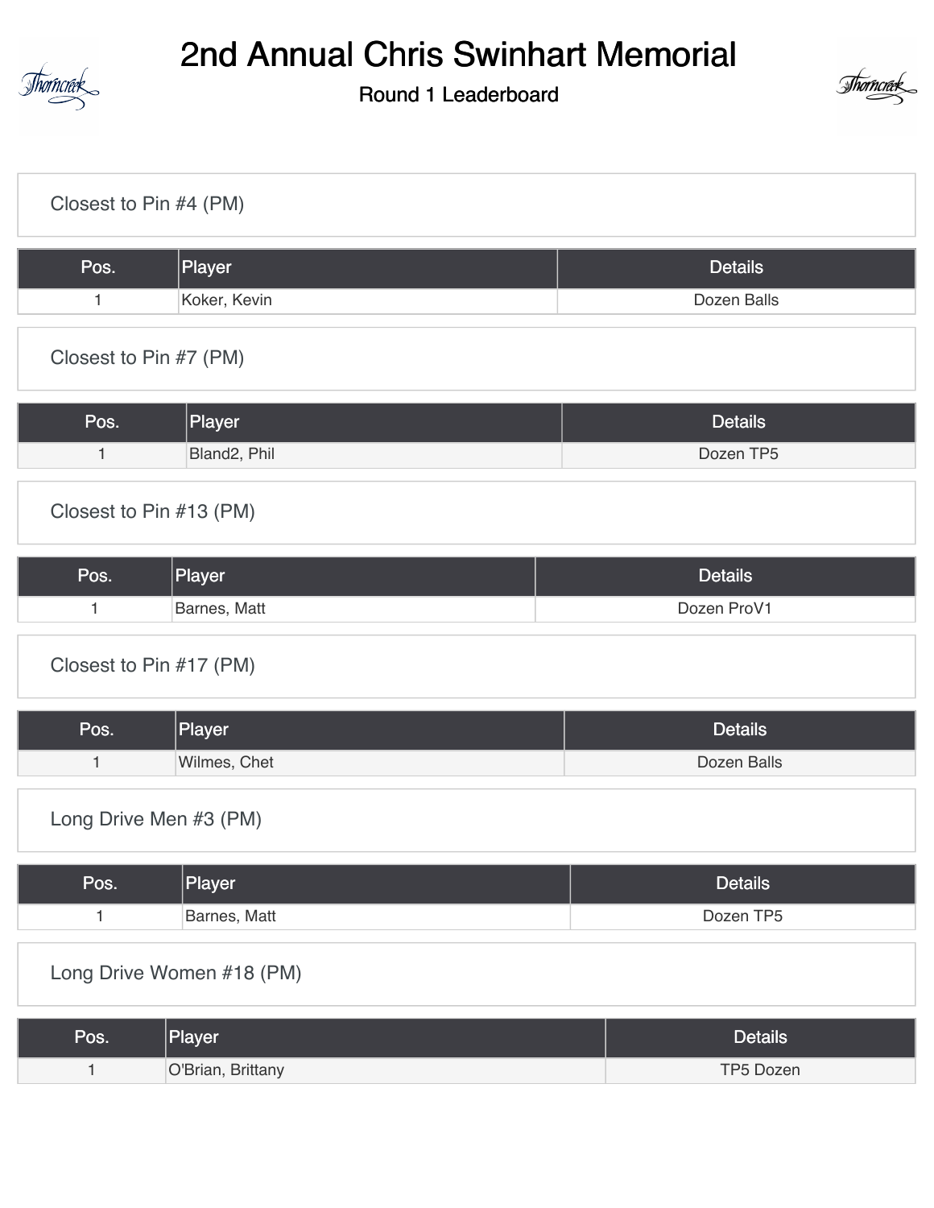# 2nd Annual Chris Swinhart Memorial

Round 1 Leaderboard

## Closest to Pin #4 (PM)

| Pos. | Player | Details |
| --- | --- | --- |
| 1 | Koker, Kevin | Dozen Balls |

## Closest to Pin #7 (PM)

| Pos. | Player | Details |
| --- | --- | --- |
| 1 | Bland2, Phil | Dozen TP5 |

## Closest to Pin #13 (PM)

| Pos. | Player | Details |
| --- | --- | --- |
| 1 | Barnes, Matt | Dozen ProV1 |

## Closest to Pin #17 (PM)

| Pos. | Player | Details |
| --- | --- | --- |
| 1 | Wilmes, Chet | Dozen Balls |

## Long Drive Men #3 (PM)

| Pos. | Player | Details |
| --- | --- | --- |
| 1 | Barnes, Matt | Dozen TP5 |

## Long Drive Women #18 (PM)

| Pos. | Player | Details |
| --- | --- | --- |
| 1 | O'Brian, Brittany | TP5 Dozen |